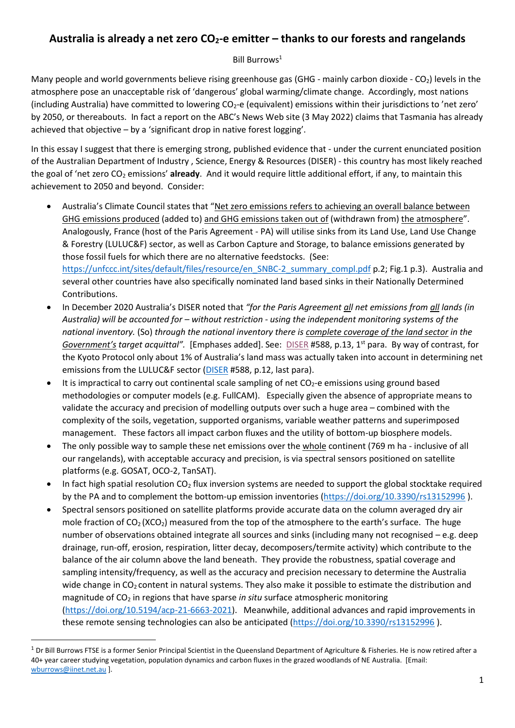# Australia is already a net zero $CO_2$-e emitter – thanks to our forests and rangelands

Bill Burrows[1]

Many people and world governments believe rising greenhouse gas (GHG - mainly carbon dioxide - $CO_2$) levels in the atmosphere pose an unacceptable risk of 'dangerous' global warming/climate change. Accordingly, most nations (including Australia) have committed to lowering $CO_2$-e (equivalent) emissions within their jurisdictions to 'net zero' by 2050, or thereabouts. In fact a report on the ABC's News Web site (3 May 2022) claims that Tasmania has already achieved that objective – by a 'significant drop in native forest logging'.

In this essay I suggest that there is emerging strong, published evidence that - under the current enunciated position of the Australian Department of Industry , Science, Energy & Resources (DISER) - this country has most likely reached the goal of 'net zero $CO_2$ emissions' **already**. And it would require little additional effort, if any, to maintain this achievement to 2050 and beyond. Consider:

- Australia's Climate Council states that "Net zero emissions refers to achieving an overall balance between GHG emissions produced (added to) and GHG emissions taken out of (withdrawn from) the atmosphere". Analogously, France (host of the Paris Agreement - PA) will utilise sinks from its Land Use, Land Use Change & Forestry (LULUC&F) sector, as well as Carbon Capture and Storage, to balance emissions generated by those fossil fuels for which there are no alternative feedstocks. (See: https://unfccc.int/sites/default/files/resource/en_SNBC-2_summary_compl.pdf p.2; Fig.1 p.3). Australia and several other countries have also specifically nominated land based sinks in their Nationally Determined Contributions.
- In December 2020 Australia's DISER noted that *"for the Paris Agreement all net emissions from all lands (in Australia) will be accounted for – without restriction - using the independent monitoring systems of the national inventory.* (So) *through the national inventory there is complete coverage of the land sector in the Government's target acquittal".* [Emphases added]. See: DISER #588, p.13, 1st para. By way of contrast, for the Kyoto Protocol only about 1% of Australia's land mass was actually taken into account in determining net emissions from the LULUC&F sector (DISER #588, p.12, last para).
- It is impractical to carry out continental scale sampling of net $CO_2$-e emissions using ground based methodologies or computer models (e.g. FullCAM). Especially given the absence of appropriate means to validate the accuracy and precision of modelling outputs over such a huge area – combined with the complexity of the soils, vegetation, supported organisms, variable weather patterns and superimposed management. These factors all impact carbon fluxes and the utility of bottom-up biosphere models.
- The only possible way to sample these net emissions over the whole continent (769 m ha - inclusive of all our rangelands), with acceptable accuracy and precision, is via spectral sensors positioned on satellite platforms (e.g. GOSAT, OCO-2, TanSAT).
- In fact high spatial resolution $CO_2$ flux inversion systems are needed to support the global stocktake required by the PA and to complement the bottom-up emission inventories (https://doi.org/10.3390/rs13152996 ).
- Spectral sensors positioned on satellite platforms provide accurate data on the column averaged dry air mole fraction of $CO_2$ ($XCO_2$) measured from the top of the atmosphere to the earth's surface. The huge number of observations obtained integrate all sources and sinks (including many not recognised – e.g. deep drainage, run-off, erosion, respiration, litter decay, decomposers/termite activity) which contribute to the balance of the air column above the land beneath. They provide the robustness, spatial coverage and sampling intensity/frequency, as well as the accuracy and precision necessary to determine the Australia wide change in $CO_2$ content in natural systems. They also make it possible to estimate the distribution and magnitude of $CO_2$ in regions that have sparse *in situ* surface atmospheric monitoring (https://doi.org/10.5194/acp-21-6663-2021). Meanwhile, additional advances and rapid improvements in these remote sensing technologies can also be anticipated (https://doi.org/10.3390/rs13152996 ).

[1] Dr Bill Burrows FTSE is a former Senior Principal Scientist in the Queensland Department of Agriculture & Fisheries. He is now retired after a 40+ year career studying vegetation, population dynamics and carbon fluxes in the grazed woodlands of NE Australia. [Email: wburrows@iinet.net.au ].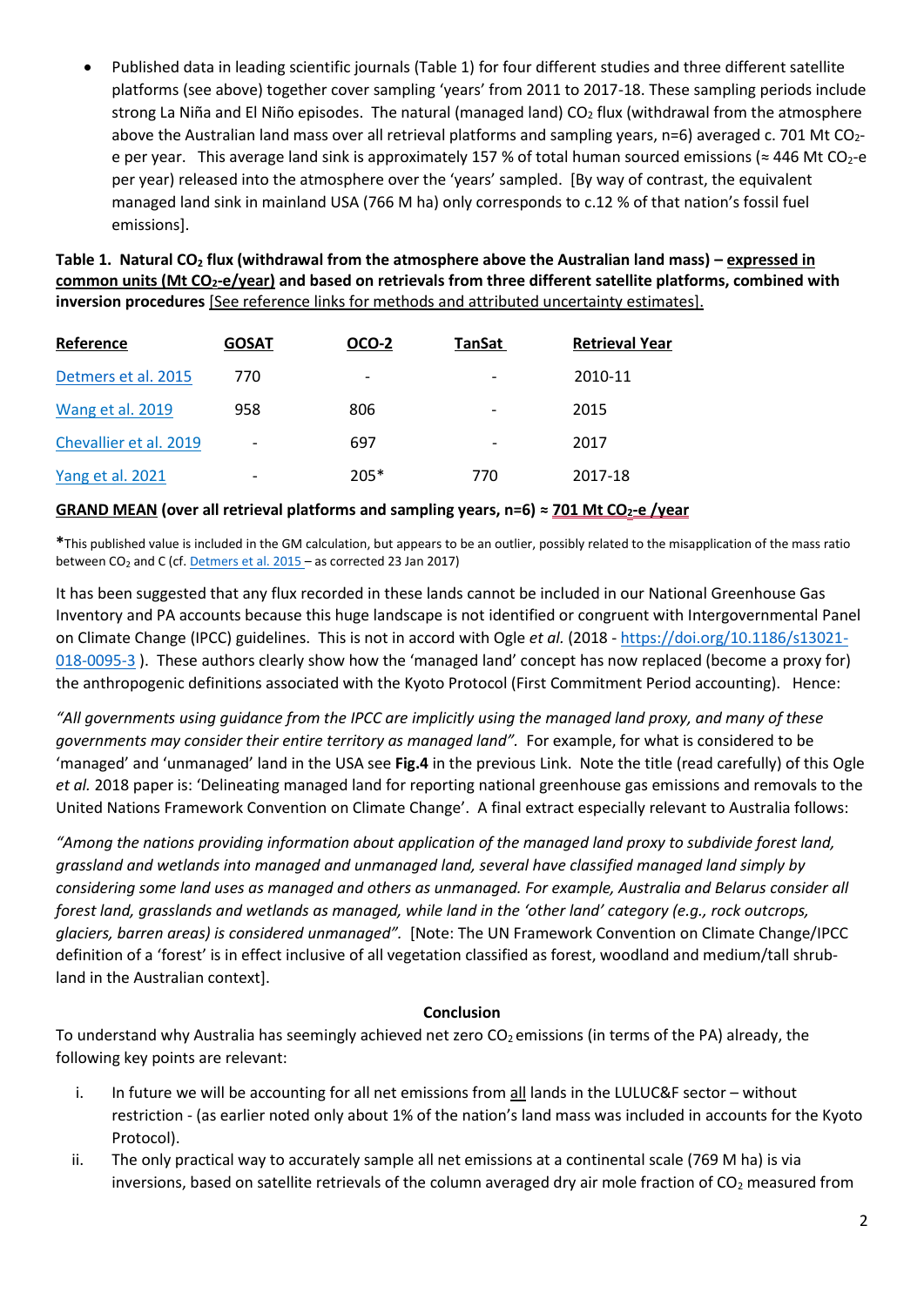- Published data in leading scientific journals (Table 1) for four different studies and three different satellite platforms (see above) together cover sampling 'years' from 2011 to 2017-18. These sampling periods include strong La Niña and El Niño episodes. The natural (managed land) $CO_2$ flux (withdrawal from the atmosphere above the Australian land mass over all retrieval platforms and sampling years, n=6) averaged c. 701 Mt $CO_2$-e per year. This average land sink is approximately 157 % of total human sourced emissions (≈ 446 Mt $CO_2$-e per year) released into the atmosphere over the 'years' sampled. [By way of contrast, the equivalent managed land sink in mainland USA (766 M ha) only corresponds to c.12 % of that nation's fossil fuel emissions].

**Table 1. Natural $CO_2$ flux (withdrawal from the atmosphere above the Australian land mass) – expressed in common units (Mt $CO_2$-e/year) and based on retrievals from three different satellite platforms, combined with inversion procedures** [See reference links for methods and attributed uncertainty estimates].

| Reference | GOSAT | OCO-2 | TanSat | Retrieval Year |
|---|---|---|---|---|
| Detmers et al. 2015 | 770 | - | - | 2010-11 |
| Wang et al. 2019 | 958 | 806 | - | 2015 |
| Chevallier et al. 2019 | - | 697 | - | 2017 |
| Yang et al. 2021 | - | 205* | 770 | 2017-18 |

**GRAND MEAN (over all retrieval platforms and sampling years, n=6) ≈ 701 Mt $CO_2$-e /year**

***This published value is included in the GM calculation, but appears to be an outlier, possibly related to the misapplication of the mass ratio between $CO_2$ and C (cf. Detmers et al. 2015 – as corrected 23 Jan 2017)

It has been suggested that any flux recorded in these lands cannot be included in our National Greenhouse Gas Inventory and PA accounts because this huge landscape is not identified or congruent with Intergovernmental Panel on Climate Change (IPCC) guidelines. This is not in accord with Ogle *et al.* (2018 - https://doi.org/10.1186/s13021-018-0095-3 ). These authors clearly show how the 'managed land' concept has now replaced (become a proxy for) the anthropogenic definitions associated with the Kyoto Protocol (First Commitment Period accounting). Hence:

*"All governments using guidance from the IPCC are implicitly using the managed land proxy, and many of these governments may consider their entire territory as managed land".* For example, for what is considered to be 'managed' and 'unmanaged' land in the USA see **Fig.4** in the previous Link. Note the title (read carefully) of this Ogle *et al.* 2018 paper is: 'Delineating managed land for reporting national greenhouse gas emissions and removals to the United Nations Framework Convention on Climate Change'. A final extract especially relevant to Australia follows:

*"Among the nations providing information about application of the managed land proxy to subdivide forest land, grassland and wetlands into managed and unmanaged land, several have classified managed land simply by considering some land uses as managed and others as unmanaged. For example, Australia and Belarus consider all forest land, grasslands and wetlands as managed, while land in the 'other land' category (e.g., rock outcrops, glaciers, barren areas) is considered unmanaged".* [Note: The UN Framework Convention on Climate Change/IPCC definition of a 'forest' is in effect inclusive of all vegetation classified as forest, woodland and medium/tall shrub-land in the Australian context].

**Conclusion**

To understand why Australia has seemingly achieved net zero $CO_2$ emissions (in terms of the PA) already, the following key points are relevant:

i. In future we will be accounting for all net emissions from all lands in the LULUC&F sector – without restriction - (as earlier noted only about 1% of the nation's land mass was included in accounts for the Kyoto Protocol).

ii. The only practical way to accurately sample all net emissions at a continental scale (769 M ha) is via inversions, based on satellite retrievals of the column averaged dry air mole fraction of $CO_2$ measured from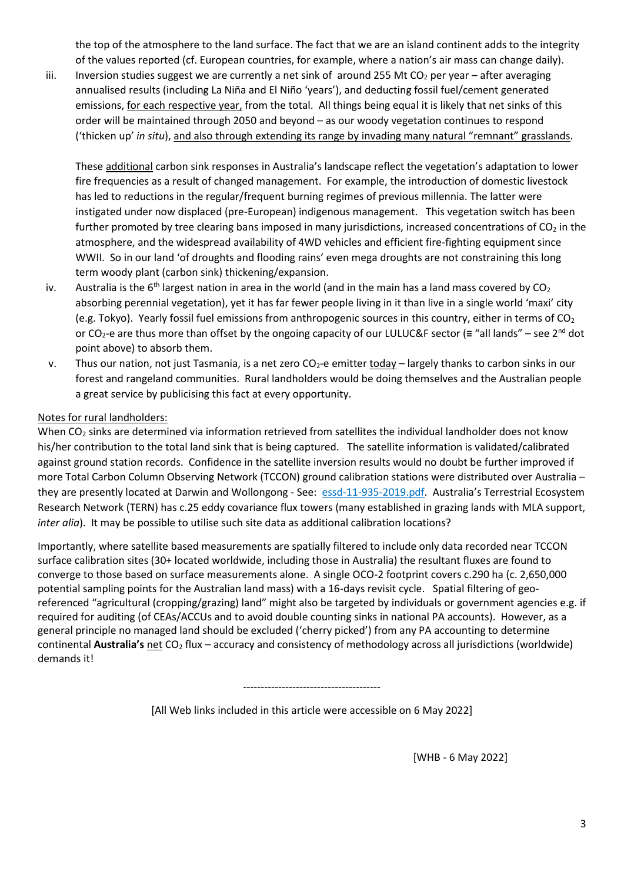the top of the atmosphere to the land surface. The fact that we are an island continent adds to the integrity of the values reported (cf. European countries, for example, where a nation's air mass can change daily).

iii. Inversion studies suggest we are currently a net sink of around 255 Mt $CO_2$ per year – after averaging annualised results (including La Niña and El Niño 'years'), and deducting fossil fuel/cement generated emissions, <u>for each respective year,</u> from the total. All things being equal it is likely that net sinks of this order will be maintained through 2050 and beyond – as our woody vegetation continues to respond ('thicken up' *in situ*), <u>and also through extending its range by invading many natural "remnant" grasslands</u>.

    These <u>additional</u> carbon sink responses in Australia's landscape reflect the vegetation's adaptation to lower fire frequencies as a result of changed management. For example, the introduction of domestic livestock has led to reductions in the regular/frequent burning regimes of previous millennia. The latter were instigated under now displaced (pre-European) indigenous management. This vegetation switch has been further promoted by tree clearing bans imposed in many jurisdictions, increased concentrations of $CO_2$ in the atmosphere, and the widespread availability of 4WD vehicles and efficient fire-fighting equipment since WWII. So in our land 'of droughts and flooding rains' even mega droughts are not constraining this long term woody plant (carbon sink) thickening/expansion.

iv. Australia is the 6th largest nation in area in the world (and in the main has a land mass covered by $CO_2$ absorbing perennial vegetation), yet it has far fewer people living in it than live in a single world 'maxi' city (e.g. Tokyo). Yearly fossil fuel emissions from anthropogenic sources in this country, either in terms of $CO_2$ or $CO_2$-e are thus more than offset by the ongoing capacity of our LULUC&F sector (≡ "all lands" – see 2nd dot point above) to absorb them.

v. Thus our nation, not just Tasmania, is a net zero $CO_2$-e emitter <u>today</u> – largely thanks to carbon sinks in our forest and rangeland communities. Rural landholders would be doing themselves and the Australian people a great service by publicising this fact at every opportunity.

<u>Notes for rural landholders:</u>

When $CO_2$ sinks are determined via information retrieved from satellites the individual landholder does not know his/her contribution to the total land sink that is being captured. The satellite information is validated/calibrated against ground station records. Confidence in the satellite inversion results would no doubt be further improved if more Total Carbon Column Observing Network (TCCON) ground calibration stations were distributed over Australia – they are presently located at Darwin and Wollongong - See: essd-11-935-2019.pdf. Australia's Terrestrial Ecosystem Research Network (TERN) has c.25 eddy covariance flux towers (many established in grazing lands with MLA support, *inter alia*). It may be possible to utilise such site data as additional calibration locations?

Importantly, where satellite based measurements are spatially filtered to include only data recorded near TCCON surface calibration sites (30+ located worldwide, including those in Australia) the resultant fluxes are found to converge to those based on surface measurements alone. A single OCO-2 footprint covers c.290 ha (c. 2,650,000 potential sampling points for the Australian land mass) with a 16-days revisit cycle. Spatial filtering of geo-referenced "agricultural (cropping/grazing) land" might also be targeted by individuals or government agencies e.g. if required for auditing (of CEAs/ACCUs and to avoid double counting sinks in national PA accounts). However, as a general principle no managed land should be excluded ('cherry picked') from any PA accounting to determine continental **Australia's** <u>net</u> $CO_2$ flux – accuracy and consistency of methodology across all jurisdictions (worldwide) demands it!

---

[All Web links included in this article were accessible on 6 May 2022]

[WHB - 6 May 2022]